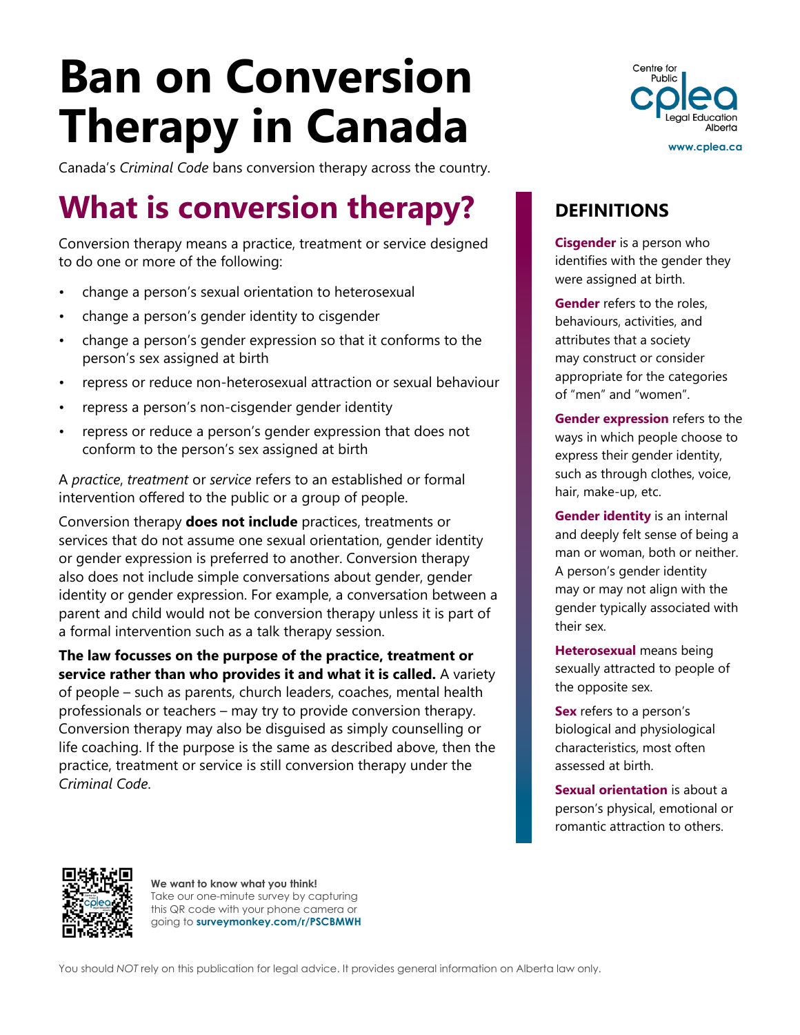# Ban on Conversion Therapy in Canada

Canada's *Criminal Code* bans conversion therapy across the country.

## What is conversion therapy?

Conversion therapy means a practice, treatment or service designed to do one or more of the following:

- change a person's sexual orientation to heterosexual
- change a person's gender identity to cisgender
- change a person's gender expression so that it conforms to the person's sex assigned at birth
- repress or reduce non-heterosexual attraction or sexual behaviour
- repress a person's non-cisgender gender identity
- repress or reduce a person's gender expression that does not conform to the person's sex assigned at birth

A *practice*, *treatment* or *service* refers to an established or formal intervention offered to the public or a group of people.

Conversion therapy **does not include** practices, treatments or services that do not assume one sexual orientation, gender identity or gender expression is preferred to another. Conversion therapy also does not include simple conversations about gender, gender identity or gender expression. For example, a conversation between a parent and child would not be conversion therapy unless it is part of a formal intervention such as a talk therapy session.

**The law focusses on the purpose of the practice, treatment or service rather than who provides it and what it is called.** A variety of people – such as parents, church leaders, coaches, mental health professionals or teachers – may try to provide conversion therapy. Conversion therapy may also be disguised as simply counselling or life coaching. If the purpose is the same as described above, then the practice, treatment or service is still conversion therapy under the *Criminal Code*.

### DEFINITIONS

**Cisgender** is a person who identifies with the gender they were assigned at birth.

**Gender** refers to the roles, behaviours, activities, and attributes that a society may construct or consider appropriate for the categories of "men" and "women".

**Gender expression** refers to the ways in which people choose to express their gender identity, such as through clothes, voice, hair, make-up, etc.

**Gender identity** is an internal and deeply felt sense of being a man or woman, both or neither. A person's gender identity may or may not align with the gender typically associated with their sex.

**Heterosexual** means being sexually attracted to people of the opposite sex.

**Sex** refers to a person's biological and physiological characteristics, most often assessed at birth.

**Sexual orientation** is about a person's physical, emotional or romantic attraction to others.

**We want to know what you think!**
Take our one-minute survey by capturing this QR code with your phone camera or going to **surveymonkey.com/r/PSCBMWH**

You should *NOT* rely on this publication for legal advice. It provides general information on Alberta law only.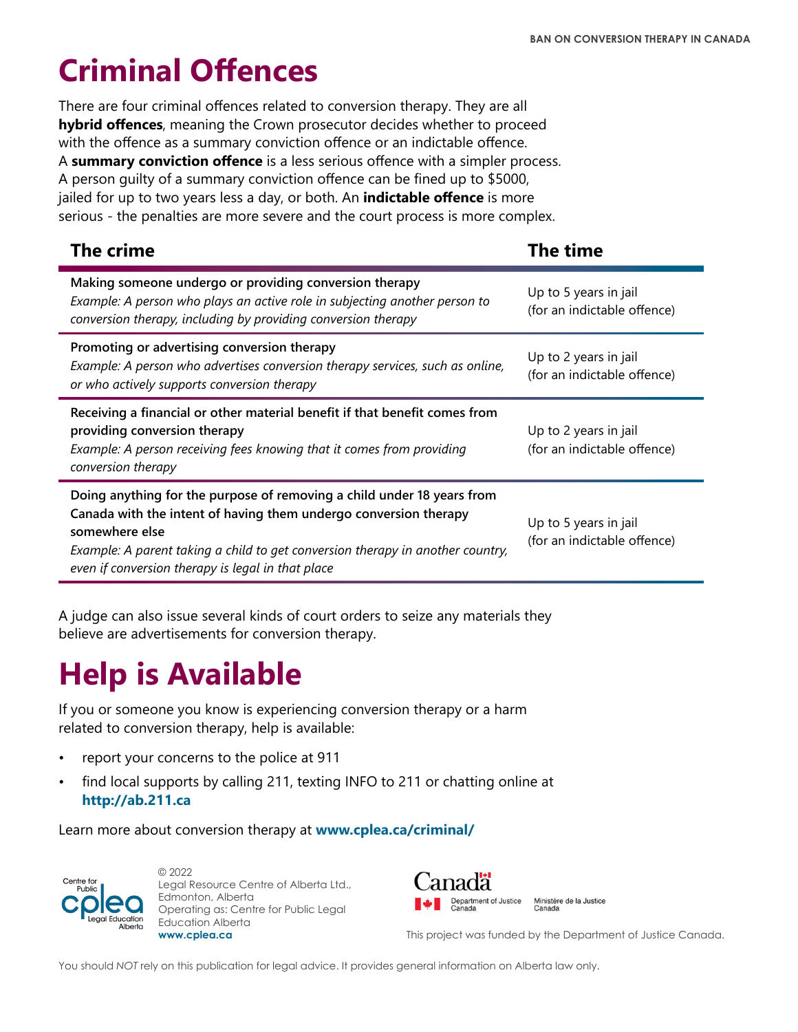# Criminal Offences

There are four criminal offences related to conversion therapy. They are all **hybrid offences**, meaning the Crown prosecutor decides whether to proceed with the offence as a summary conviction offence or an indictable offence. A **summary conviction offence** is a less serious offence with a simpler process. A person guilty of a summary conviction offence can be fined up to $5000, jailed for up to two years less a day, or both. An **indictable offence** is more serious - the penalties are more severe and the court process is more complex.

| The crime | The time |
|---|---|
| **Making someone undergo or providing conversion therapy**<br>*Example: A person who plays an active role in subjecting another person to conversion therapy, including by providing conversion therapy* | Up to 5 years in jail (for an indictable offence) |
| **Promoting or advertising conversion therapy**<br>*Example: A person who advertises conversion therapy services, such as online, or who actively supports conversion therapy* | Up to 2 years in jail (for an indictable offence) |
| **Receiving a financial or other material benefit if that benefit comes from providing conversion therapy**<br>*Example: A person receiving fees knowing that it comes from providing conversion therapy* | Up to 2 years in jail (for an indictable offence) |
| **Doing anything for the purpose of removing a child under 18 years from Canada with the intent of having them undergo conversion therapy somewhere else**<br>*Example: A parent taking a child to get conversion therapy in another country, even if conversion therapy is legal in that place* | Up to 5 years in jail (for an indictable offence) |

A judge can also issue several kinds of court orders to seize any materials they believe are advertisements for conversion therapy.

# Help is Available

If you or someone you know is experiencing conversion therapy or a harm related to conversion therapy, help is available:

- report your concerns to the police at 911
- find local supports by calling 211, texting INFO to 211 or chatting online at **http://ab.211.ca**

Learn more about conversion therapy at **www.cplea.ca/criminal/**

© 2022
Legal Resource Centre of Alberta Ltd., Edmonton, Alberta
Operating as: Centre for Public Legal Education Alberta
**www.cplea.ca**

Canada
Department of Justice Canada | Ministère de la Justice Canada

This project was funded by the Department of Justice Canada.

You should *NOT* rely on this publication for legal advice. It provides general information on Alberta law only.